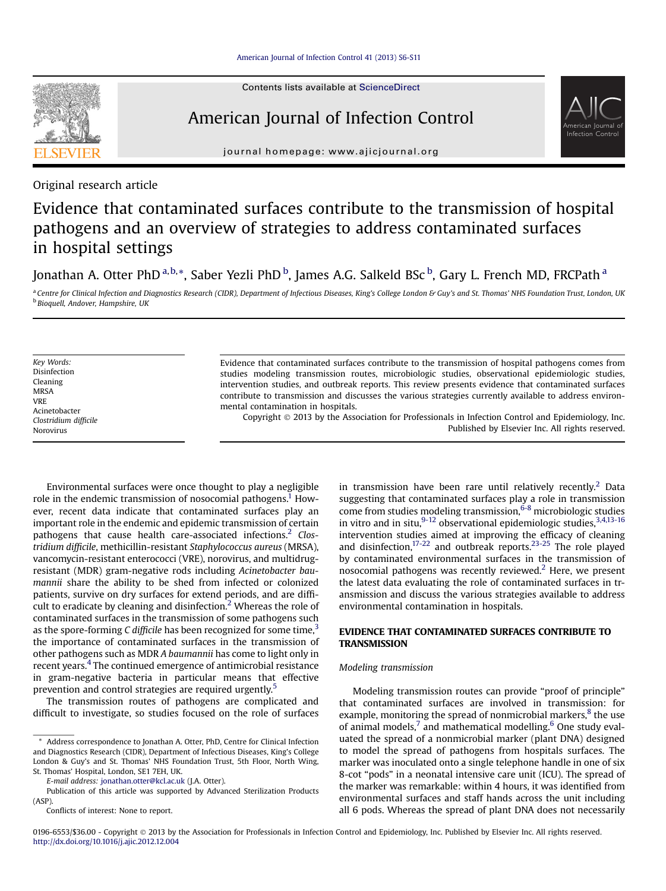Original research article

# Evidence that contaminated surfaces contribute to the transmission of hospital pathogens and an overview of strategies to address contaminated surfaces in hospital settings

Jonathan A. Otter PhD [a,b,*], Saber Yezli PhD [b], James A.G. Salkeld BSc [b], Gary L. French MD, FRCPath [a]

[a] Centre for Clinical Infection and Diagnostics Research (CIDR), Department of Infectious Diseases, King's College London & Guy's and St. Thomas' NHS Foundation Trust, London, UK
[b] Bioquell, Andover, Hampshire, UK

*Key Words:*
Disinfection
Cleaning
MRSA
VRE
Acinetobacter
*Clostridium difficile*
Norovirus

Evidence that contaminated surfaces contribute to the transmission of hospital pathogens comes from studies modeling transmission routes, microbiologic studies, observational epidemiologic studies, intervention studies, and outbreak reports. This review presents evidence that contaminated surfaces contribute to transmission and discusses the various strategies currently available to address environmental contamination in hospitals.

Copyright © 2013 by the Association for Professionals in Infection Control and Epidemiology, Inc. Published by Elsevier Inc. All rights reserved.

Environmental surfaces were once thought to play a negligible role in the endemic transmission of nosocomial pathogens.[1] However, recent data indicate that contaminated surfaces play an important role in the endemic and epidemic transmission of certain pathogens that cause health care-associated infections.[2] *Clostridium difficile*, methicillin-resistant *Staphylococcus aureus* (MRSA), vancomycin-resistant enterococci (VRE), norovirus, and multidrug-resistant (MDR) gram-negative rods including *Acinetobacter baumannii* share the ability to be shed from infected or colonized patients, survive on dry surfaces for extend periods, and are difficult to eradicate by cleaning and disinfection.[2] Whereas the role of contaminated surfaces in the transmission of some pathogens such as the spore-forming *C difficile* has been recognized for some time,[3] the importance of contaminated surfaces in the transmission of other pathogens such as MDR *A baumannii* has come to light only in recent years.[4] The continued emergence of antimicrobial resistance in gram-negative bacteria in particular means that effective prevention and control strategies are required urgently.[5]

The transmission routes of pathogens are complicated and difficult to investigate, so studies focused on the role of surfaces in transmission have been rare until relatively recently.[2] Data suggesting that contaminated surfaces play a role in transmission come from studies modeling transmission,[6-8] microbiologic studies in vitro and in situ,[9-12] observational epidemiologic studies,[3,4,13-16] intervention studies aimed at improving the efficacy of cleaning and disinfection,[17-22] and outbreak reports.[23-25] The role played by contaminated environmental surfaces in the transmission of nosocomial pathogens was recently reviewed.[2] Here, we present the latest data evaluating the role of contaminated surfaces in transmission and discuss the various strategies available to address environmental contamination in hospitals.

## EVIDENCE THAT CONTAMINATED SURFACES CONTRIBUTE TO TRANSMISSION

### *Modeling transmission*

Modeling transmission routes can provide "proof of principle" that contaminated surfaces are involved in transmission: for example, monitoring the spread of nonmicrobial markers,[8] the use of animal models,[7] and mathematical modelling.[6] One study evaluated the spread of a nonmicrobial marker (plant DNA) designed to model the spread of pathogens from hospitals surfaces. The marker was inoculated onto a single telephone handle in one of six 8-cot "pods" in a neonatal intensive care unit (ICU). The spread of the marker was remarkable: within 4 hours, it was identified from environmental surfaces and staff hands across the unit including all 6 pods. Whereas the spread of plant DNA does not necessarily

\* Address correspondence to Jonathan A. Otter, PhD, Centre for Clinical Infection and Diagnostics Research (CIDR), Department of Infectious Diseases, King's College London & Guy's and St. Thomas' NHS Foundation Trust, 5th Floor, North Wing, St. Thomas' Hospital, London, SE1 7EH, UK.

E-mail address: jonathan.otter@kcl.ac.uk (J.A. Otter).

Publication of this article was supported by Advanced Sterilization Products (ASP).

Conflicts of interest: None to report.

0196-6553/$36.00 - Copyright © 2013 by the Association for Professionals in Infection Control and Epidemiology, Inc. Published by Elsevier Inc. All rights reserved.
http://dx.doi.org/10.1016/j.ajic.2012.12.004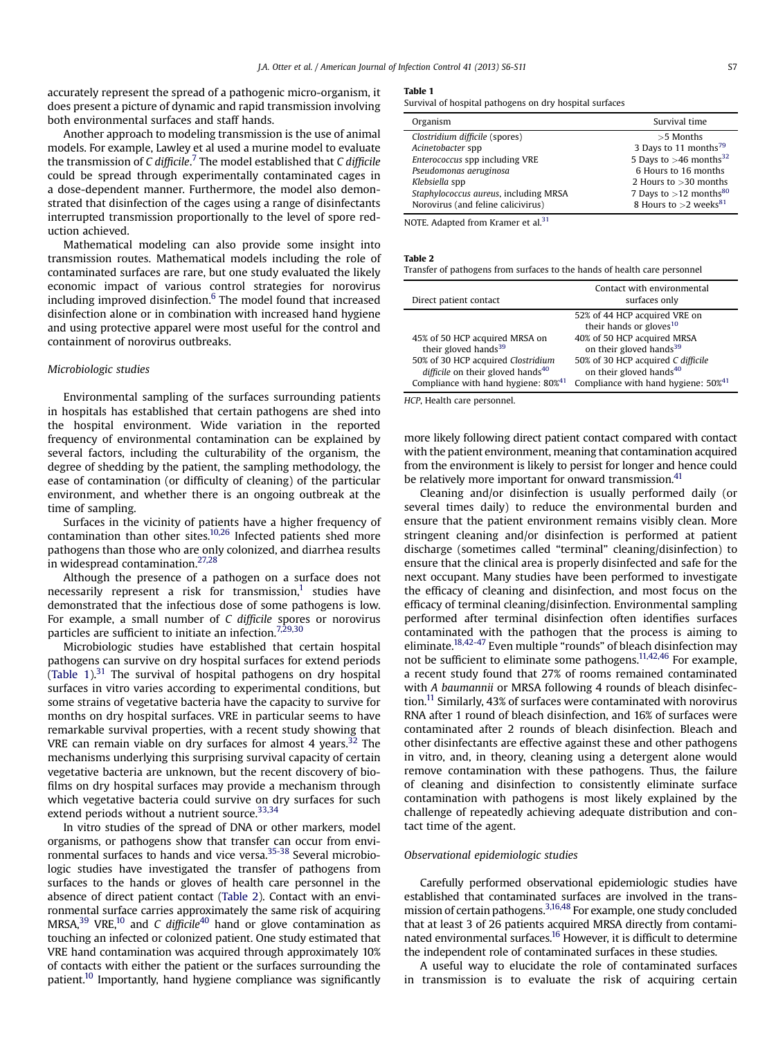accurately represent the spread of a pathogenic micro-organism, it does present a picture of dynamic and rapid transmission involving both environmental surfaces and staff hands.

Another approach to modeling transmission is the use of animal models. For example, Lawley et al used a murine model to evaluate the transmission of *C difficile*.[7] The model established that *C difficile* could be spread through experimentally contaminated cages in a dose-dependent manner. Furthermore, the model also demonstrated that disinfection of the cages using a range of disinfectants interrupted transmission proportionally to the level of spore reduction achieved.

Mathematical modeling can also provide some insight into transmission routes. Mathematical models including the role of contaminated surfaces are rare, but one study evaluated the likely economic impact of various control strategies for norovirus including improved disinfection.[6] The model found that increased disinfection alone or in combination with increased hand hygiene and using protective apparel were most useful for the control and containment of norovirus outbreaks.

### *Microbiologic studies*

Environmental sampling of the surfaces surrounding patients in hospitals has established that certain pathogens are shed into the hospital environment. Wide variation in the reported frequency of environmental contamination can be explained by several factors, including the culturability of the organism, the degree of shedding by the patient, the sampling methodology, the ease of contamination (or difficulty of cleaning) of the particular environment, and whether there is an ongoing outbreak at the time of sampling.

Surfaces in the vicinity of patients have a higher frequency of contamination than other sites.[10,26] Infected patients shed more pathogens than those who are only colonized, and diarrhea results in widespread contamination.[27,28]

Although the presence of a pathogen on a surface does not necessarily represent a risk for transmission,[1] studies have demonstrated that the infectious dose of some pathogens is low. For example, a small number of *C difficile* spores or norovirus particles are sufficient to initiate an infection.[7,29,30]

Microbiologic studies have established that certain hospital pathogens can survive on dry hospital surfaces for extend periods (Table 1).[31] The survival of hospital pathogens on dry hospital surfaces in vitro varies according to experimental conditions, but some strains of vegetative bacteria have the capacity to survive for months on dry hospital surfaces. VRE in particular seems to have remarkable survival properties, with a recent study showing that VRE can remain viable on dry surfaces for almost 4 years.[32] The mechanisms underlying this surprising survival capacity of certain vegetative bacteria are unknown, but the recent discovery of biofilms on dry hospital surfaces may provide a mechanism through which vegetative bacteria could survive on dry surfaces for such extend periods without a nutrient source.[33,34]

In vitro studies of the spread of DNA or other markers, model organisms, or pathogens show that transfer can occur from environmental surfaces to hands and vice versa.[35-38] Several microbiologic studies have investigated the transfer of pathogens from surfaces to the hands or gloves of health care personnel in the absence of direct patient contact (Table 2). Contact with an environmental surface carries approximately the same risk of acquiring MRSA,[39] VRE,[10] and *C difficile*[40] hand or glove contamination as touching an infected or colonized patient. One study estimated that VRE hand contamination was acquired through approximately 10% of contacts with either the patient or the surfaces surrounding the patient.[10] Importantly, hand hygiene compliance was significantly more likely following direct patient contact compared with contact with the patient environment, meaning that contamination acquired from the environment is likely to persist for longer and hence could be relatively more important for onward transmission.[41]

**Table 1**
Survival of hospital pathogens on dry hospital surfaces

| Organism | Survival time |
|---|---|
| *Clostridium difficile* (spores) | >5 Months |
| *Acinetobacter* spp | 3 Days to 11 months[79] |
| *Enterococcus* spp including VRE | 5 Days to >46 months[32] |
| *Pseudomonas aeruginosa* | 6 Hours to 16 months |
| *Klebsiella* spp | 2 Hours to >30 months |
| *Staphylococcus aureus*, including MRSA | 7 Days to >12 months[80] |
| Norovirus (and feline calicivirus) | 8 Hours to >2 weeks[81] |

NOTE. Adapted from Kramer et al.[31]

**Table 2**
Transfer of pathogens from surfaces to the hands of health care personnel

| Direct patient contact | Contact with environmental surfaces only |
|---|---|
| | 52% of 44 HCP acquired VRE on their hands or gloves[10] |
| 45% of 50 HCP acquired MRSA on their gloved hands[39] | 40% of 50 HCP acquired MRSA on their gloved hands[39] |
| 50% of 30 HCP acquired *Clostridium difficile* on their gloved hands[40] | 50% of 30 HCP acquired *C difficile* on their gloved hands[40] |
| Compliance with hand hygiene: 80%[41] | Compliance with hand hygiene: 50%[41] |

*HCP*, Health care personnel.

Cleaning and/or disinfection is usually performed daily (or several times daily) to reduce the environmental burden and ensure that the patient environment remains visibly clean. More stringent cleaning and/or disinfection is performed at patient discharge (sometimes called "terminal" cleaning/disinfection) to ensure that the clinical area is properly disinfected and safe for the next occupant. Many studies have been performed to investigate the efficacy of cleaning and disinfection, and most focus on the efficacy of terminal cleaning/disinfection. Environmental sampling performed after terminal disinfection often identifies surfaces contaminated with the pathogen that the process is aiming to eliminate.[18,42-47] Even multiple "rounds" of bleach disinfection may not be sufficient to eliminate some pathogens.[11,42,46] For example, a recent study found that 27% of rooms remained contaminated with *A baumannii* or MRSA following 4 rounds of bleach disinfection.[11] Similarly, 43% of surfaces were contaminated with norovirus RNA after 1 round of bleach disinfection, and 16% of surfaces were contaminated after 2 rounds of bleach disinfection. Bleach and other disinfectants are effective against these and other pathogens in vitro, and, in theory, cleaning using a detergent alone would remove contamination with these pathogens. Thus, the failure of cleaning and disinfection to consistently eliminate surface contamination with pathogens is most likely explained by the challenge of repeatedly achieving adequate distribution and contact time of the agent.

### *Observational epidemiologic studies*

Carefully performed observational epidemiologic studies have established that contaminated surfaces are involved in the transmission of certain pathogens.[3,16,48] For example, one study concluded that at least 3 of 26 patients acquired MRSA directly from contaminated environmental surfaces.[16] However, it is difficult to determine the independent role of contaminated surfaces in these studies.

A useful way to elucidate the role of contaminated surfaces in transmission is to evaluate the risk of acquiring certain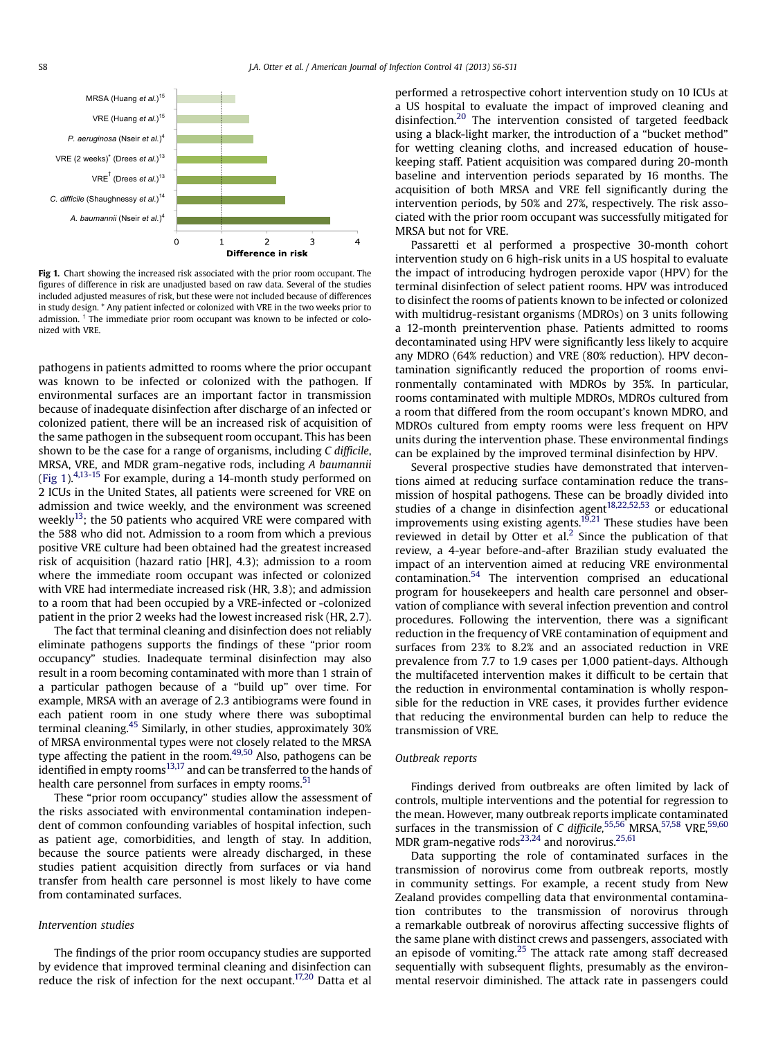Fig 1. Chart showing the increased risk associated with the prior room occupant. The figures of difference in risk are unadjusted based on raw data. Several of the studies included adjusted measures of risk, but these were not included because of differences in study design. * Any patient infected or colonized with VRE in the two weeks prior to admission. † The immediate prior room occupant was known to be infected or colonized with VRE.

pathogens in patients admitted to rooms where the prior occupant was known to be infected or colonized with the pathogen. If environmental surfaces are an important factor in transmission because of inadequate disinfection after discharge of an infected or colonized patient, there will be an increased risk of acquisition of the same pathogen in the subsequent room occupant. This has been shown to be the case for a range of organisms, including *C difficile*, MRSA, VRE, and MDR gram-negative rods, including *A baumannii* (Fig 1).[4,13-15] For example, during a 14-month study performed on 2 ICUs in the United States, all patients were screened for VRE on admission and twice weekly, and the environment was screened weekly[13]; the 50 patients who acquired VRE were compared with the 588 who did not. Admission to a room from which a previous positive VRE culture had been obtained had the greatest increased risk of acquisition (hazard ratio [HR], 4.3); admission to a room where the immediate room occupant was infected or colonized with VRE had intermediate increased risk (HR, 3.8); and admission to a room that had been occupied by a VRE-infected or -colonized patient in the prior 2 weeks had the lowest increased risk (HR, 2.7).

The fact that terminal cleaning and disinfection does not reliably eliminate pathogens supports the findings of these "prior room occupancy" studies. Inadequate terminal disinfection may also result in a room becoming contaminated with more than 1 strain of a particular pathogen because of a "build up" over time. For example, MRSA with an average of 2.3 antibiograms were found in each patient room in one study where there was suboptimal terminal cleaning.[45] Similarly, in other studies, approximately 30% of MRSA environmental types were not closely related to the MRSA type affecting the patient in the room.[49,50] Also, pathogens can be identified in empty rooms[13,17] and can be transferred to the hands of health care personnel from surfaces in empty rooms.[51]

These "prior room occupancy" studies allow the assessment of the risks associated with environmental contamination independent of common confounding variables of hospital infection, such as patient age, comorbidities, and length of stay. In addition, because the source patients were already discharged, in these studies patient acquisition directly from surfaces or via hand transfer from health care personnel is most likely to have come from contaminated surfaces.

### *Intervention studies*

The findings of the prior room occupancy studies are supported by evidence that improved terminal cleaning and disinfection can reduce the risk of infection for the next occupant.[17,20] Datta et al performed a retrospective cohort intervention study on 10 ICUs at a US hospital to evaluate the impact of improved cleaning and disinfection.[20] The intervention consisted of targeted feedback using a black-light marker, the introduction of a "bucket method" for wetting cleaning cloths, and increased education of housekeeping staff. Patient acquisition was compared during 20-month baseline and intervention periods separated by 16 months. The acquisition of both MRSA and VRE fell significantly during the intervention periods, by 50% and 27%, respectively. The risk associated with the prior room occupant was successfully mitigated for MRSA but not for VRE.

Passaretti et al performed a prospective 30-month cohort intervention study on 6 high-risk units in a US hospital to evaluate the impact of introducing hydrogen peroxide vapor (HPV) for the terminal disinfection of select patient rooms. HPV was introduced to disinfect the rooms of patients known to be infected or colonized with multidrug-resistant organisms (MDROs) on 3 units following a 12-month preintervention phase. Patients admitted to rooms decontaminated using HPV were significantly less likely to acquire any MDRO (64% reduction) and VRE (80% reduction). HPV decontamination significantly reduced the proportion of rooms environmentally contaminated with MDROs by 35%. In particular, rooms contaminated with multiple MDROs, MDROs cultured from a room that differed from the room occupant's known MDRO, and MDROs cultured from empty rooms were less frequent on HPV units during the intervention phase. These environmental findings can be explained by the improved terminal disinfection by HPV.

Several prospective studies have demonstrated that interventions aimed at reducing surface contamination reduce the transmission of hospital pathogens. These can be broadly divided into studies of a change in disinfection agent[18,22,52,53] or educational improvements using existing agents.[19,21] These studies have been reviewed in detail by Otter et al.[2] Since the publication of that review, a 4-year before-and-after Brazilian study evaluated the impact of an intervention aimed at reducing VRE environmental contamination.[54] The intervention comprised an educational program for housekeepers and health care personnel and observation of compliance with several infection prevention and control procedures. Following the intervention, there was a significant reduction in the frequency of VRE contamination of equipment and surfaces from 23% to 8.2% and an associated reduction in VRE prevalence from 7.7 to 1.9 cases per 1,000 patient-days. Although the multifaceted intervention makes it difficult to be certain that the reduction in environmental contamination is wholly responsible for the reduction in VRE cases, it provides further evidence that reducing the environmental burden can help to reduce the transmission of VRE.

### *Outbreak reports*

Findings derived from outbreaks are often limited by lack of controls, multiple interventions and the potential for regression to the mean. However, many outbreak reports implicate contaminated surfaces in the transmission of *C difficile*,[55,56] MRSA,[57,58] VRE,[59,60] MDR gram-negative rods[23,24] and norovirus.[25,61]

Data supporting the role of contaminated surfaces in the transmission of norovirus come from outbreak reports, mostly in community settings. For example, a recent study from New Zealand provides compelling data that environmental contamination contributes to the transmission of norovirus through a remarkable outbreak of norovirus affecting successive flights of the same plane with distinct crews and passengers, associated with an episode of vomiting.[25] The attack rate among staff decreased sequentially with subsequent flights, presumably as the environmental reservoir diminished. The attack rate in passengers could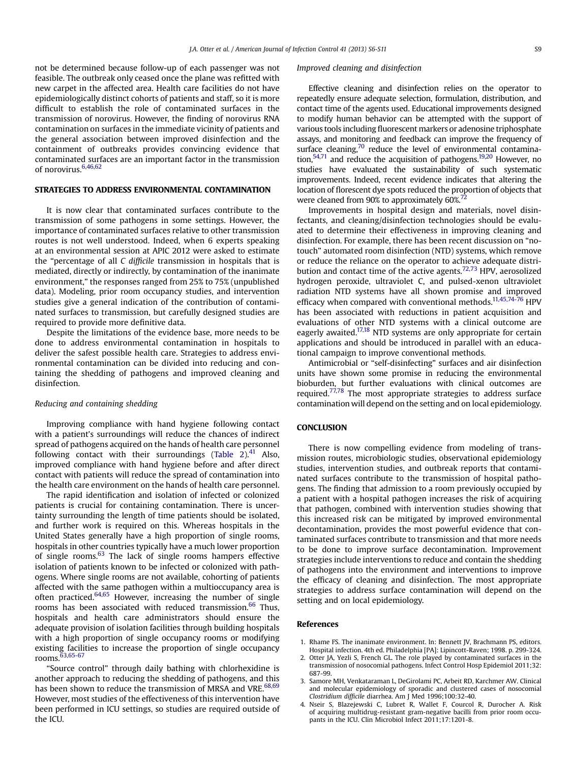not be determined because follow-up of each passenger was not feasible. The outbreak only ceased once the plane was refitted with new carpet in the affected area. Health care facilities do not have epidemiologically distinct cohorts of patients and staff, so it is more difficult to establish the role of contaminated surfaces in the transmission of norovirus. However, the finding of norovirus RNA contamination on surfaces in the immediate vicinity of patients and the general association between improved disinfection and the containment of outbreaks provides convincing evidence that contaminated surfaces are an important factor in the transmission of norovirus.[6,46,62]

## STRATEGIES TO ADDRESS ENVIRONMENTAL CONTAMINATION

It is now clear that contaminated surfaces contribute to the transmission of some pathogens in some settings. However, the importance of contaminated surfaces relative to other transmission routes is not well understood. Indeed, when 6 experts speaking at an environmental session at APIC 2012 were asked to estimate the "percentage of all *C difficile* transmission in hospitals that is mediated, directly or indirectly, by contamination of the inanimate environment," the responses ranged from 25% to 75% (unpublished data). Modeling, prior room occupancy studies, and intervention studies give a general indication of the contribution of contaminated surfaces to transmission, but carefully designed studies are required to provide more definitive data.

Despite the limitations of the evidence base, more needs to be done to address environmental contamination in hospitals to deliver the safest possible health care. Strategies to address environmental contamination can be divided into reducing and containing the shedding of pathogens and improved cleaning and disinfection.

### *Reducing and containing shedding*

Improving compliance with hand hygiene following contact with a patient's surroundings will reduce the chances of indirect spread of pathogens acquired on the hands of health care personnel following contact with their surroundings (Table 2).[41] Also, improved compliance with hand hygiene before and after direct contact with patients will reduce the spread of contamination into the health care environment on the hands of health care personnel.

The rapid identification and isolation of infected or colonized patients is crucial for containing contamination. There is uncertainty surrounding the length of time patients should be isolated, and further work is required on this. Whereas hospitals in the United States generally have a high proportion of single rooms, hospitals in other countries typically have a much lower proportion of single rooms.[63] The lack of single rooms hampers effective isolation of patients known to be infected or colonized with pathogens. Where single rooms are not available, cohorting of patients affected with the same pathogen within a multioccupancy area is often practiced.[64,65] However, increasing the number of single rooms has been associated with reduced transmission.[66] Thus, hospitals and health care administrators should ensure the adequate provision of isolation facilities through building hospitals with a high proportion of single occupancy rooms or modifying existing facilities to increase the proportion of single occupancy rooms.[63,65-67]

"Source control" through daily bathing with chlorhexidine is another approach to reducing the shedding of pathogens, and this has been shown to reduce the transmission of MRSA and VRE.[68,69] However, most studies of the effectiveness of this intervention have been performed in ICU settings, so studies are required outside of the ICU.

### *Improved cleaning and disinfection*

Effective cleaning and disinfection relies on the operator to repeatedly ensure adequate selection, formulation, distribution, and contact time of the agents used. Educational improvements designed to modify human behavior can be attempted with the support of various tools including fluorescent markers or adenosine triphosphate assays, and monitoring and feedback can improve the frequency of surface cleaning,[70] reduce the level of environmental contamination,[54,71] and reduce the acquisition of pathogens.[19,20] However, no studies have evaluated the sustainability of such systematic improvements. Indeed, recent evidence indicates that altering the location of florescent dye spots reduced the proportion of objects that were cleaned from 90% to approximately 60%.[72]

Improvements in hospital design and materials, novel disinfectants, and cleaning/disinfection technologies should be evaluated to determine their effectiveness in improving cleaning and disinfection. For example, there has been recent discussion on "no-touch" automated room disinfection (NTD) systems, which remove or reduce the reliance on the operator to achieve adequate distribution and contact time of the active agents.[72,73] HPV, aerosolized hydrogen peroxide, ultraviolet C, and pulsed-xenon ultraviolet radiation NTD systems have all shown promise and improved efficacy when compared with conventional methods.[11,45,74-76] HPV has been associated with reductions in patient acquisition and evaluations of other NTD systems with a clinical outcome are eagerly awaited.[17,18] NTD systems are only appropriate for certain applications and should be introduced in parallel with an educational campaign to improve conventional methods.

Antimicrobial or "self-disinfecting" surfaces and air disinfection units have shown some promise in reducing the environmental bioburden, but further evaluations with clinical outcomes are required.[77,78] The most appropriate strategies to address surface contamination will depend on the setting and on local epidemiology.

## CONCLUSION

There is now compelling evidence from modeling of transmission routes, microbiologic studies, observational epidemiology studies, intervention studies, and outbreak reports that contaminated surfaces contribute to the transmission of hospital pathogens. The finding that admission to a room previously occupied by a patient with a hospital pathogen increases the risk of acquiring that pathogen, combined with intervention studies showing that this increased risk can be mitigated by improved environmental decontamination, provides the most powerful evidence that contaminated surfaces contribute to transmission and that more needs to be done to improve surface decontamination. Improvement strategies include interventions to reduce and contain the shedding of pathogens into the environment and interventions to improve the efficacy of cleaning and disinfection. The most appropriate strategies to address surface contamination will depend on the setting and on local epidemiology.

## References

1. Rhame FS. The inanimate environment. In: Bennett JV, Brachmann PS, editors. Hospital infection. 4th ed. Philadelphia [PA]: Lipincott-Raven; 1998. p. 299-324.
2. Otter JA, Yezli S, French GL. The role played by contaminated surfaces in the transmission of nosocomial pathogens. Infect Control Hosp Epidemiol 2011;32: 687-99.
3. Samore MH, Venkataraman L, DeGirolami PC, Arbeit RD, Karchmer AW. Clinical and molecular epidemiology of sporadic and clustered cases of nosocomial *Clostridium difficile* diarrhea. Am J Med 1996;100:32-40.
4. Nseir S, Blazejewski C, Lubret R, Wallet F, Courcol R, Durocher A. Risk of acquiring multidrug-resistant gram-negative bacilli from prior room occupants in the ICU. Clin Microbiol Infect 2011;17:1201-8.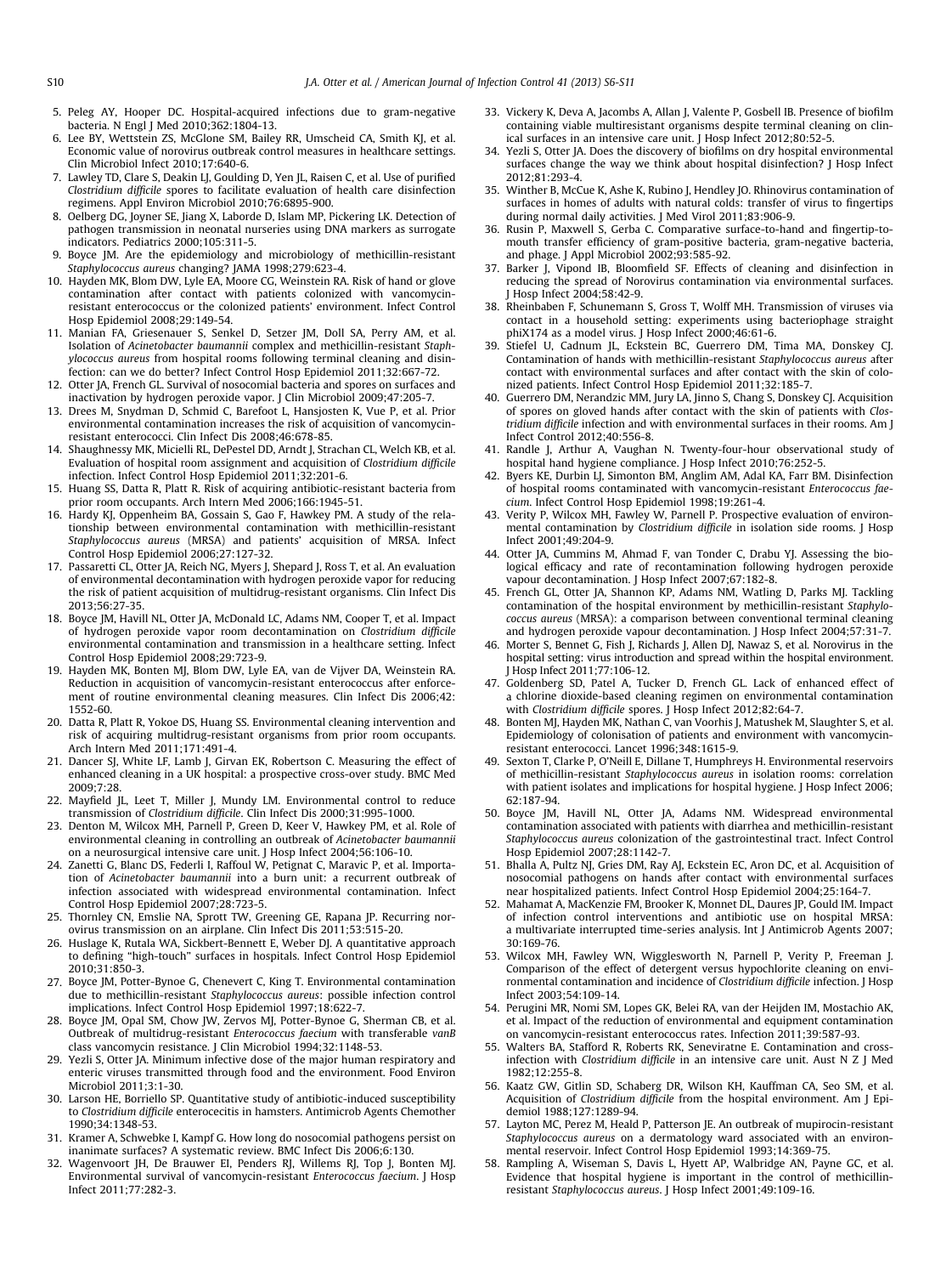5. Peleg AY, Hooper DC. Hospital-acquired infections due to gram-negative bacteria. N Engl J Med 2010;362:1804-13.
6. Lee BY, Wettstein ZS, McGlone SM, Bailey RR, Umscheid CA, Smith KJ, et al. Economic value of norovirus outbreak control measures in healthcare settings. Clin Microbiol Infect 2010;17:640-6.
7. Lawley TD, Clare S, Deakin LJ, Goulding D, Yen JL, Raisen C, et al. Use of purified *Clostridium difficile* spores to facilitate evaluation of health care disinfection regimens. Appl Environ Microbiol 2010;76:6895-900.
8. Oelberg DG, Joyner SE, Jiang X, Laborde D, Islam MP, Pickering LK. Detection of pathogen transmission in neonatal nurseries using DNA markers as surrogate indicators. Pediatrics 2000;105:311-5.
9. Boyce JM. Are the epidemiology and microbiology of methicillin-resistant *Staphylococcus aureus* changing? JAMA 1998;279:623-4.
10. Hayden MK, Blom DW, Lyle EA, Moore CG, Weinstein RA. Risk of hand or glove contamination after contact with patients colonized with vancomycin-resistant enterococcus or the colonized patients' environment. Infect Control Hosp Epidemiol 2008;29:149-54.
11. Manian FA, Griesenauer S, Senkel D, Setzer JM, Doll SA, Perry AM, et al. Isolation of *Acinetobacter baumannii* complex and methicillin-resistant *Staphylococcus aureus* from hospital rooms following terminal cleaning and disinfection: can we do better? Infect Control Hosp Epidemiol 2011;32:667-72.
12. Otter JA, French GL. Survival of nosocomial bacteria and spores on surfaces and inactivation by hydrogen peroxide vapor. J Clin Microbiol 2009;47:205-7.
13. Drees M, Snydman D, Schmid C, Barefoot L, Hansjosten K, Vue P, et al. Prior environmental contamination increases the risk of acquisition of vancomycin-resistant enterococci. Clin Infect Dis 2008;46:678-85.
14. Shaughnessy MK, Micielli RL, DePestel DD, Arndt J, Strachan CL, Welch KB, et al. Evaluation of hospital room assignment and acquisition of *Clostridium difficile* infection. Infect Control Hosp Epidemiol 2011;32:201-6.
15. Huang SS, Datta R, Platt R. Risk of acquiring antibiotic-resistant bacteria from prior room occupants. Arch Intern Med 2006;166:1945-51.
16. Hardy KJ, Oppenheim BA, Gossain S, Gao F, Hawkey PM. A study of the relationship between environmental contamination with methicillin-resistant *Staphylococcus aureus* (MRSA) and patients' acquisition of MRSA. Infect Control Hosp Epidemiol 2006;27:127-32.
17. Passaretti CL, Otter JA, Reich NG, Myers J, Shepard J, Ross T, et al. An evaluation of environmental decontamination with hydrogen peroxide vapor for reducing the risk of patient acquisition of multidrug-resistant organisms. Clin Infect Dis 2013;56:27-35.
18. Boyce JM, Havill NL, Otter JA, McDonald LC, Adams NM, Cooper T, et al. Impact of hydrogen peroxide vapor room decontamination on *Clostridium difficile* environmental contamination and transmission in a healthcare setting. Infect Control Hosp Epidemiol 2008;29:723-9.
19. Hayden MK, Bonten MJ, Blom DW, Lyle EA, van de Vijver DA, Weinstein RA. Reduction in acquisition of vancomycin-resistant enterococcus after enforcement of routine environmental cleaning measures. Clin Infect Dis 2006;42:1552-60.
20. Datta R, Platt R, Yokoe DS, Huang SS. Environmental cleaning intervention and risk of acquiring multidrug-resistant organisms from prior room occupants. Arch Intern Med 2011;171:491-4.
21. Dancer SJ, White LF, Lamb J, Girvan EK, Robertson C. Measuring the effect of enhanced cleaning in a UK hospital: a prospective cross-over study. BMC Med 2009;7:28.
22. Mayfield JL, Leet T, Miller J, Mundy LM. Environmental control to reduce transmission of *Clostridium difficile*. Clin Infect Dis 2000;31:995-1000.
23. Denton M, Wilcox MH, Parnell P, Green D, Keer V, Hawkey PM, et al. Role of environmental cleaning in controlling an outbreak of *Acinetobacter baumannii* on a neurosurgical intensive care unit. J Hosp Infect 2004;56:106-10.
24. Zanetti G, Blanc DS, Federli I, Raffoul W, Petignat C, Maravic P, et al. Importation of *Acinetobacter baumannii* into a burn unit: a recurrent outbreak of infection associated with widespread environmental contamination. Infect Control Hosp Epidemiol 2007;28:723-5.
25. Thornley CN, Emslie NA, Sprott TW, Greening GE, Rapana JP. Recurring norovirus transmission on an airplane. Clin Infect Dis 2011;53:515-20.
26. Huslage K, Rutala WA, Sickbert-Bennett E, Weber DJ. A quantitative approach to defining "high-touch" surfaces in hospitals. Infect Control Hosp Epidemiol 2010;31:850-3.
27. Boyce JM, Potter-Bynoe G, Chenevert C, King T. Environmental contamination due to methicillin-resistant *Staphylococcus aureus*: possible infection control implications. Infect Control Hosp Epidemiol 1997;18:622-7.
28. Boyce JM, Opal SM, Chow JW, Zervos MJ, Potter-Bynoe G, Sherman CB, et al. Outbreak of multidrug-resistant *Enterococcus faecium* with transferable *vanB* class vancomycin resistance. J Clin Microbiol 1994;32:1148-53.
29. Yezli S, Otter JA. Minimum infective dose of the major human respiratory and enteric viruses transmitted through food and the environment. Food Environ Microbiol 2011;3:1-30.
30. Larson HE, Borriello SP. Quantitative study of antibiotic-induced susceptibility to *Clostridium difficile* enterocecitis in hamsters. Antimicrob Agents Chemother 1990;34:1348-53.
31. Kramer A, Schwebke I, Kampf G. How long do nosocomial pathogens persist on inanimate surfaces? A systematic review. BMC Infect Dis 2006;6:130.
32. Wagenvoort JH, De Brauwer EI, Penders RJ, Willems RJ, Top J, Bonten MJ. Environmental survival of vancomycin-resistant *Enterococcus faecium*. J Hosp Infect 2011;77:282-3.
33. Vickery K, Deva A, Jacombs A, Allan J, Valente P, Gosbell IB. Presence of biofilm containing viable multiresistant organisms despite terminal cleaning on clinical surfaces in an intensive care unit. J Hosp Infect 2012;80:52-5.
34. Yezli S, Otter JA. Does the discovery of biofilms on dry hospital environmental surfaces change the way we think about hospital disinfection? J Hosp Infect 2012;81:293-4.
35. Winther B, McCue K, Ashe K, Rubino J, Hendley JO. Rhinovirus contamination of surfaces in homes of adults with natural colds: transfer of virus to fingertips during normal daily activities. J Med Virol 2011;83:906-9.
36. Rusin P, Maxwell S, Gerba C. Comparative surface-to-hand and fingertip-to-mouth transfer efficiency of gram-positive bacteria, gram-negative bacteria, and phage. J Appl Microbiol 2002;93:585-92.
37. Barker J, Vipond IB, Bloomfield SF. Effects of cleaning and disinfection in reducing the spread of Norovirus contamination via environmental surfaces. J Hosp Infect 2004;58:42-9.
38. Rheinbaben F, Schunemann S, Gross T, Wolff MH. Transmission of viruses via contact in a household setting: experiments using bacteriophage straight phiX174 as a model virus. J Hosp Infect 2000;46:61-6.
39. Stiefel U, Cadnum JL, Eckstein BC, Guerrero DM, Tima MA, Donskey CJ. Contamination of hands with methicillin-resistant *Staphylococcus aureus* after contact with environmental surfaces and after contact with the skin of colonized patients. Infect Control Hosp Epidemiol 2011;32:185-7.
40. Guerrero DM, Nerandzic MM, Jury LA, Jinno S, Chang S, Donskey CJ. Acquisition of spores on gloved hands after contact with the skin of patients with *Clostridium difficile* infection and with environmental surfaces in their rooms. Am J Infect Control 2012;40:556-8.
41. Randle J, Arthur A, Vaughan N. Twenty-four-hour observational study of hospital hand hygiene compliance. J Hosp Infect 2010;76:252-5.
42. Byers KE, Durbin LJ, Simonton BM, Anglim AM, Adal KA, Farr BM. Disinfection of hospital rooms contaminated with vancomycin-resistant *Enterococcus faecium*. Infect Control Hosp Epidemiol 1998;19:261-4.
43. Verity P, Wilcox MH, Fawley W, Parnell P. Prospective evaluation of environmental contamination by *Clostridium difficile* in isolation side rooms. J Hosp Infect 2001;49:204-9.
44. Otter JA, Cummins M, Ahmad F, van Tonder C, Drabu YJ. Assessing the biological efficacy and rate of recontamination following hydrogen peroxide vapour decontamination. J Hosp Infect 2007;67:182-8.
45. French GL, Otter JA, Shannon KP, Adams NM, Watling D, Parks MJ. Tackling contamination of the hospital environment by methicillin-resistant *Staphylococcus aureus* (MRSA): a comparison between conventional terminal cleaning and hydrogen peroxide vapour decontamination. J Hosp Infect 2004;57:31-7.
46. Morter S, Bennet G, Fish J, Richards J, Allen DJ, Nawaz S, et al. Norovirus in the hospital setting: virus introduction and spread within the hospital environment. J Hosp Infect 2011;77:106-12.
47. Goldenberg SD, Patel A, Tucker D, French GL. Lack of enhanced effect of a chlorine dioxide-based cleaning regimen on environmental contamination with *Clostridium difficile* spores. J Hosp Infect 2012;82:64-7.
48. Bonten MJ, Hayden MK, Nathan C, van Voorhis J, Matushek M, Slaughter S, et al. Epidemiology of colonisation of patients and environment with vancomycin-resistant enterococci. Lancet 1996;348:1615-9.
49. Sexton T, Clarke P, O'Neill E, Dillane T, Humphreys H. Environmental reservoirs of methicillin-resistant *Staphylococcus aureus* in isolation rooms: correlation with patient isolates and implications for hospital hygiene. J Hosp Infect 2006;62:187-94.
50. Boyce JM, Havill NL, Otter JA, Adams NM. Widespread environmental contamination associated with patients with diarrhea and methicillin-resistant *Staphylococcus aureus* colonization of the gastrointestinal tract. Infect Control Hosp Epidemiol 2007;28:1142-7.
51. Bhalla A, Pultz NJ, Gries DM, Ray AJ, Eckstein EC, Aron DC, et al. Acquisition of nosocomial pathogens on hands after contact with environmental surfaces near hospitalized patients. Infect Control Hosp Epidemiol 2004;25:164-7.
52. Mahamat A, MacKenzie FM, Brooker K, Monnet DL, Daures JP, Gould IM. Impact of infection control interventions and antibiotic use on hospital MRSA: a multivariate interrupted time-series analysis. Int J Antimicrob Agents 2007;30:169-76.
53. Wilcox MH, Fawley WN, Wigglesworth N, Parnell P, Verity P, Freeman J. Comparison of the effect of detergent versus hypochlorite cleaning on environmental contamination and incidence of *Clostridium difficile* infection. J Hosp Infect 2003;54:109-14.
54. Perugini MR, Nomi SM, Lopes GK, Belei RA, van der Heijden IM, Mostachio AK, et al. Impact of the reduction of environmental and equipment contamination on vancomycin-resistant enterococcus rates. Infection 2011;39:587-93.
55. Walters BA, Stafford R, Roberts RK, Seneviratne E. Contamination and cross-infection with *Clostridium difficile* in an intensive care unit. Aust N Z J Med 1982;12:255-8.
56. Kaatz GW, Gitlin SD, Schaberg DR, Wilson KH, Kauffman CA, Seo SM, et al. Acquisition of *Clostridium difficile* from the hospital environment. Am J Epidemiol 1988;127:1289-94.
57. Layton MC, Perez M, Heald P, Patterson JE. An outbreak of mupirocin-resistant *Staphylococcus aureus* on a dermatology ward associated with an environmental reservoir. Infect Control Hosp Epidemiol 1993;14:369-75.
58. Rampling A, Wiseman S, Davis L, Hyett AP, Walbridge AN, Payne GC, et al. Evidence that hospital hygiene is important in the control of methicillin-resistant *Staphylococcus aureus*. J Hosp Infect 2001;49:109-16.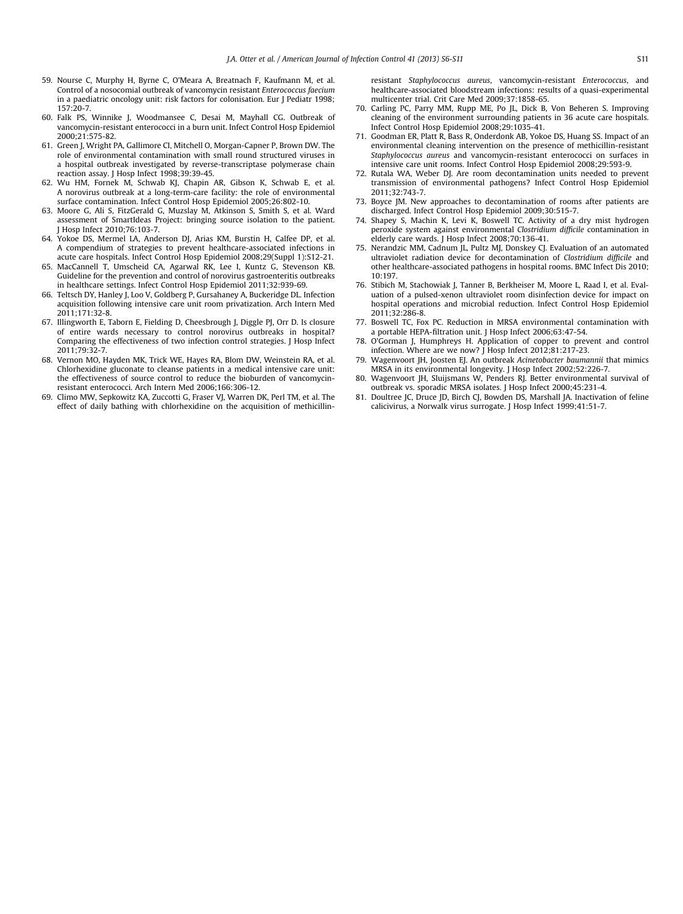59. Nourse C, Murphy H, Byrne C, O'Meara A, Breatnach F, Kaufmann M, et al. Control of a nosocomial outbreak of vancomycin resistant *Enterococcus faecium* in a paediatric oncology unit: risk factors for colonisation. Eur J Pediatr 1998; 157:20-7.
60. Falk PS, Winnike J, Woodmansee C, Desai M, Mayhall CG. Outbreak of vancomycin-resistant enterococci in a burn unit. Infect Control Hosp Epidemiol 2000;21:575-82.
61. Green J, Wright PA, Gallimore CI, Mitchell O, Morgan-Capner P, Brown DW. The role of environmental contamination with small round structured viruses in a hospital outbreak investigated by reverse-transcriptase polymerase chain reaction assay. J Hosp Infect 1998;39:39-45.
62. Wu HM, Fornek M, Schwab KJ, Chapin AR, Gibson K, Schwab E, et al. A norovirus outbreak at a long-term-care facility: the role of environmental surface contamination. Infect Control Hosp Epidemiol 2005;26:802-10.
63. Moore G, Ali S, FitzGerald G, Muzslay M, Atkinson S, Smith S, et al. Ward assessment of SmartIdeas Project: bringing source isolation to the patient. J Hosp Infect 2010;76:103-7.
64. Yokoe DS, Mermel LA, Anderson DJ, Arias KM, Burstin H, Calfee DP, et al. A compendium of strategies to prevent healthcare-associated infections in acute care hospitals. Infect Control Hosp Epidemiol 2008;29(Suppl 1):S12-21.
65. MacCannell T, Umscheid CA, Agarwal RK, Lee I, Kuntz G, Stevenson KB. Guideline for the prevention and control of norovirus gastroenteritis outbreaks in healthcare settings. Infect Control Hosp Epidemiol 2011;32:939-69.
66. Teltsch DY, Hanley J, Loo V, Goldberg P, Gursahaney A, Buckeridge DL. Infection acquisition following intensive care unit room privatization. Arch Intern Med 2011;171:32-8.
67. Illingworth E, Taborn E, Fielding D, Cheesbrough J, Diggle PJ, Orr D. Is closure of entire wards necessary to control norovirus outbreaks in hospital? Comparing the effectiveness of two infection control strategies. J Hosp Infect 2011;79:32-7.
68. Vernon MO, Hayden MK, Trick WE, Hayes RA, Blom DW, Weinstein RA, et al. Chlorhexidine gluconate to cleanse patients in a medical intensive care unit: the effectiveness of source control to reduce the bioburden of vancomycin-resistant enterococci. Arch Intern Med 2006;166:306-12.
69. Climo MW, Sepkowitz KA, Zuccotti G, Fraser VJ, Warren DK, Perl TM, et al. The effect of daily bathing with chlorhexidine on the acquisition of methicillin-resistant *Staphylococcus aureus*, vancomycin-resistant *Enterococcus*, and healthcare-associated bloodstream infections: results of a quasi-experimental multicenter trial. Crit Care Med 2009;37:1858-65.
70. Carling PC, Parry MM, Rupp ME, Po JL, Dick B, Von Beheren S. Improving cleaning of the environment surrounding patients in 36 acute care hospitals. Infect Control Hosp Epidemiol 2008;29:1035-41.
71. Goodman ER, Platt R, Bass R, Onderdonk AB, Yokoe DS, Huang SS. Impact of an environmental cleaning intervention on the presence of methicillin-resistant *Staphylococcus aureus* and vancomycin-resistant enterococci on surfaces in intensive care unit rooms. Infect Control Hosp Epidemiol 2008;29:593-9.
72. Rutala WA, Weber DJ. Are room decontamination units needed to prevent transmission of environmental pathogens? Infect Control Hosp Epidemiol 2011;32:743-7.
73. Boyce JM. New approaches to decontamination of rooms after patients are discharged. Infect Control Hosp Epidemiol 2009;30:515-7.
74. Shapey S, Machin K, Levi K, Boswell TC. Activity of a dry mist hydrogen peroxide system against environmental *Clostridium difficile* contamination in elderly care wards. J Hosp Infect 2008;70:136-41.
75. Nerandzic MM, Cadnum JL, Pultz MJ, Donskey CJ. Evaluation of an automated ultraviolet radiation device for decontamination of *Clostridium difficile* and other healthcare-associated pathogens in hospital rooms. BMC Infect Dis 2010; 10:197.
76. Stibich M, Stachowiak J, Tanner B, Berkheiser M, Moore L, Raad I, et al. Evaluation of a pulsed-xenon ultraviolet room disinfection device for impact on hospital operations and microbial reduction. Infect Control Hosp Epidemiol 2011;32:286-8.
77. Boswell TC, Fox PC. Reduction in MRSA environmental contamination with a portable HEPA-filtration unit. J Hosp Infect 2006;63:47-54.
78. O'Gorman J, Humphreys H. Application of copper to prevent and control infection. Where are we now? J Hosp Infect 2012;81:217-23.
79. Wagenvoort JH, Joosten EJ. An outbreak *Acinetobacter baumannii* that mimics MRSA in its environmental longevity. J Hosp Infect 2002;52:226-7.
80. Wagenvoort JH, Sluijsmans W, Penders RJ. Better environmental survival of outbreak vs. sporadic MRSA isolates. J Hosp Infect 2000;45:231-4.
81. Doultree JC, Druce JD, Birch CJ, Bowden DS, Marshall JA. Inactivation of feline calicivirus, a Norwalk virus surrogate. J Hosp Infect 1999;41:51-7.